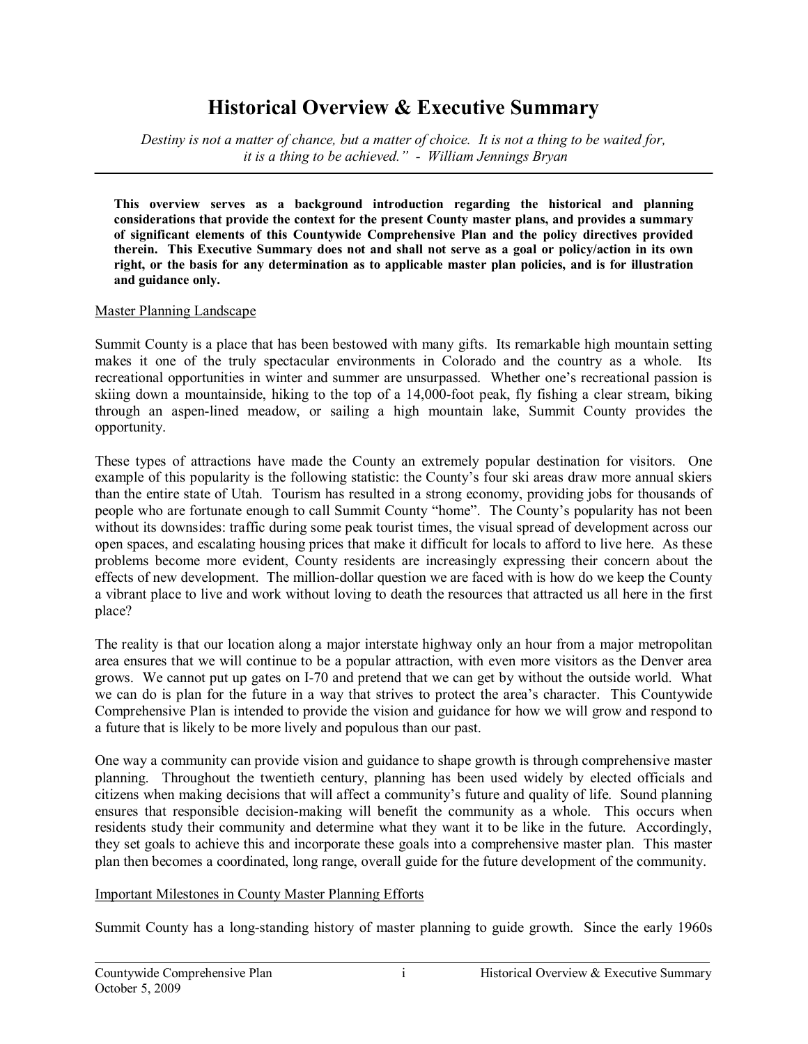# Historical Overview & Executive Summary

*Destiny is not a matter of chance, but a matter of choice. It is not a thing to be waited for, it is a thing to be achieved." - William Jennings Bryan*

---

**This overview serves as a background introduction regarding the historical and planning considerations that provide the context for the present County master plans, and provides a summary of significant elements of this Countywide Comprehensive Plan and the policy directives provided therein. This Executive Summary does not and shall not serve as a goal or policy/action in its own right, or the basis for any determination as to applicable master plan policies, and is for illustration and guidance only.**

<u>Master Planning Landscape</u>

Summit County is a place that has been bestowed with many gifts. Its remarkable high mountain setting makes it one of the truly spectacular environments in Colorado and the country as a whole. Its recreational opportunities in winter and summer are unsurpassed. Whether one's recreational passion is skiing down a mountainside, hiking to the top of a 14,000-foot peak, fly fishing a clear stream, biking through an aspen-lined meadow, or sailing a high mountain lake, Summit County provides the opportunity.

These types of attractions have made the County an extremely popular destination for visitors. One example of this popularity is the following statistic: the County's four ski areas draw more annual skiers than the entire state of Utah. Tourism has resulted in a strong economy, providing jobs for thousands of people who are fortunate enough to call Summit County "home". The County's popularity has not been without its downsides: traffic during some peak tourist times, the visual spread of development across our open spaces, and escalating housing prices that make it difficult for locals to afford to live here. As these problems become more evident, County residents are increasingly expressing their concern about the effects of new development. The million-dollar question we are faced with is how do we keep the County a vibrant place to live and work without loving to death the resources that attracted us all here in the first place?

The reality is that our location along a major interstate highway only an hour from a major metropolitan area ensures that we will continue to be a popular attraction, with even more visitors as the Denver area grows. We cannot put up gates on I-70 and pretend that we can get by without the outside world. What we can do is plan for the future in a way that strives to protect the area's character. This Countywide Comprehensive Plan is intended to provide the vision and guidance for how we will grow and respond to a future that is likely to be more lively and populous than our past.

One way a community can provide vision and guidance to shape growth is through comprehensive master planning. Throughout the twentieth century, planning has been used widely by elected officials and citizens when making decisions that will affect a community's future and quality of life. Sound planning ensures that responsible decision-making will benefit the community as a whole. This occurs when residents study their community and determine what they want it to be like in the future. Accordingly, they set goals to achieve this and incorporate these goals into a comprehensive master plan. This master plan then becomes a coordinated, long range, overall guide for the future development of the community.

<u>Important Milestones in County Master Planning Efforts</u>

Summit County has a long-standing history of master planning to guide growth. Since the early 1960s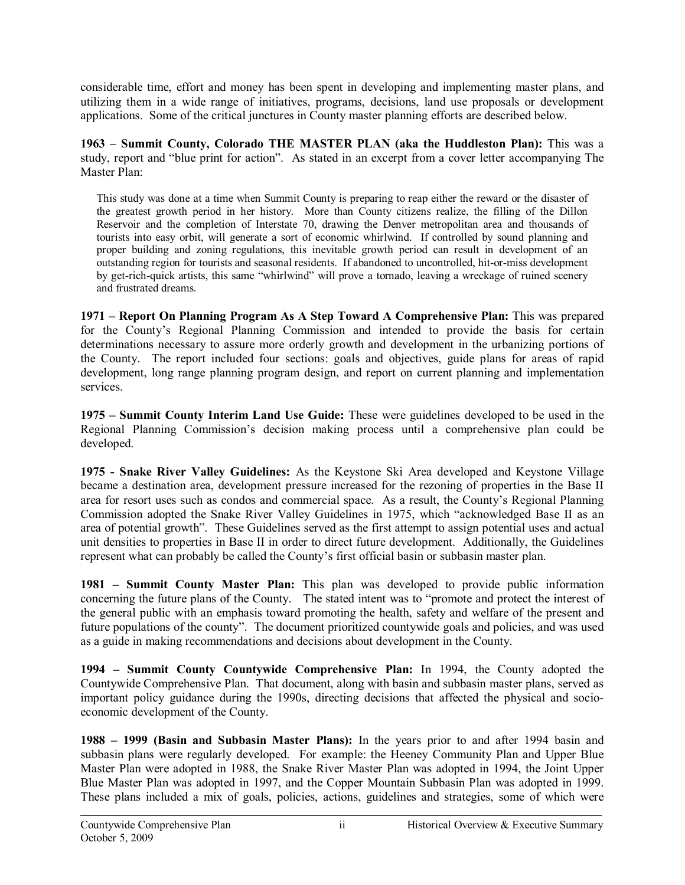considerable time, effort and money has been spent in developing and implementing master plans, and utilizing them in a wide range of initiatives, programs, decisions, land use proposals or development applications. Some of the critical junctures in County master planning efforts are described below.

**1963 – Summit County, Colorado THE MASTER PLAN (aka the Huddleston Plan):** This was a study, report and "blue print for action". As stated in an excerpt from a cover letter accompanying The Master Plan:

> This study was done at a time when Summit County is preparing to reap either the reward or the disaster of the greatest growth period in her history. More than County citizens realize, the filling of the Dillon Reservoir and the completion of Interstate 70, drawing the Denver metropolitan area and thousands of tourists into easy orbit, will generate a sort of economic whirlwind. If controlled by sound planning and proper building and zoning regulations, this inevitable growth period can result in development of an outstanding region for tourists and seasonal residents. If abandoned to uncontrolled, hit-or-miss development by get-rich-quick artists, this same "whirlwind" will prove a tornado, leaving a wreckage of ruined scenery and frustrated dreams.

**1971 – Report On Planning Program As A Step Toward A Comprehensive Plan:** This was prepared for the County's Regional Planning Commission and intended to provide the basis for certain determinations necessary to assure more orderly growth and development in the urbanizing portions of the County. The report included four sections: goals and objectives, guide plans for areas of rapid development, long range planning program design, and report on current planning and implementation services.

**1975 – Summit County Interim Land Use Guide:** These were guidelines developed to be used in the Regional Planning Commission's decision making process until a comprehensive plan could be developed.

**1975 - Snake River Valley Guidelines:** As the Keystone Ski Area developed and Keystone Village became a destination area, development pressure increased for the rezoning of properties in the Base II area for resort uses such as condos and commercial space. As a result, the County's Regional Planning Commission adopted the Snake River Valley Guidelines in 1975, which "acknowledged Base II as an area of potential growth". These Guidelines served as the first attempt to assign potential uses and actual unit densities to properties in Base II in order to direct future development. Additionally, the Guidelines represent what can probably be called the County's first official basin or subbasin master plan.

**1981 – Summit County Master Plan:** This plan was developed to provide public information concerning the future plans of the County. The stated intent was to "promote and protect the interest of the general public with an emphasis toward promoting the health, safety and welfare of the present and future populations of the county". The document prioritized countywide goals and policies, and was used as a guide in making recommendations and decisions about development in the County.

**1994 – Summit County Countywide Comprehensive Plan:** In 1994, the County adopted the Countywide Comprehensive Plan. That document, along with basin and subbasin master plans, served as important policy guidance during the 1990s, directing decisions that affected the physical and socio-economic development of the County.

**1988 – 1999 (Basin and Subbasin Master Plans):** In the years prior to and after 1994 basin and subbasin plans were regularly developed. For example: the Heeney Community Plan and Upper Blue Master Plan were adopted in 1988, the Snake River Master Plan was adopted in 1994, the Joint Upper Blue Master Plan was adopted in 1997, and the Copper Mountain Subbasin Plan was adopted in 1999. These plans included a mix of goals, policies, actions, guidelines and strategies, some of which were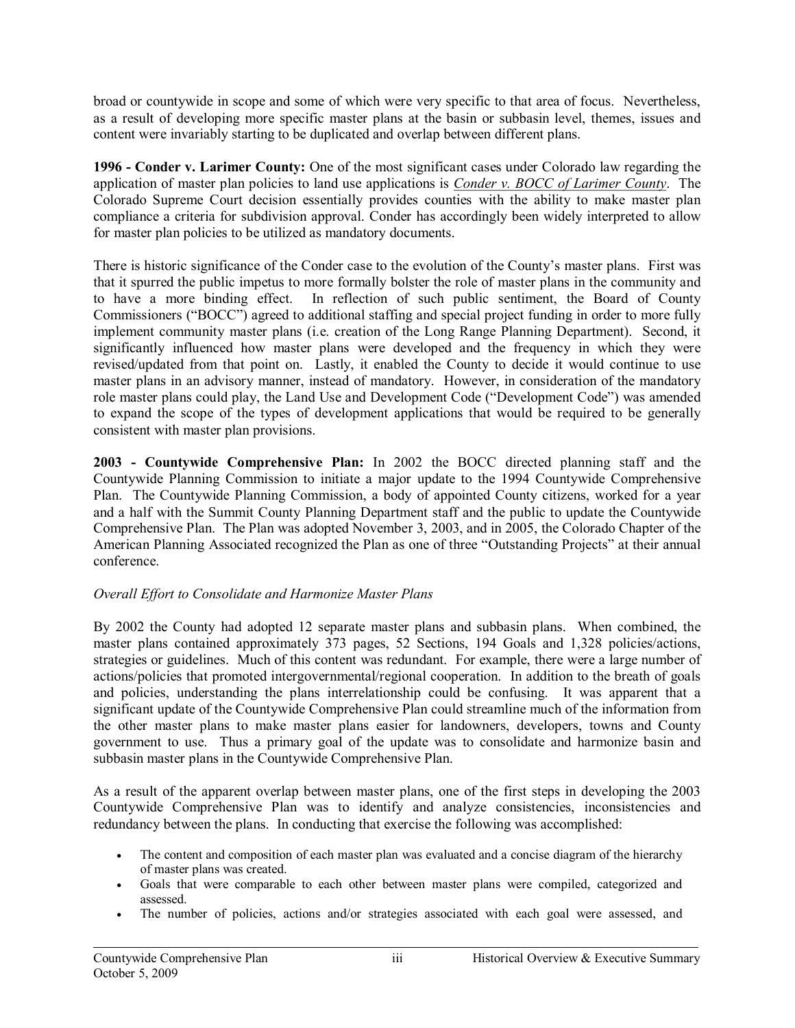broad or countywide in scope and some of which were very specific to that area of focus. Nevertheless, as a result of developing more specific master plans at the basin or subbasin level, themes, issues and content were invariably starting to be duplicated and overlap between different plans.

**1996 - Conder v. Larimer County:** One of the most significant cases under Colorado law regarding the application of master plan policies to land use applications is *Conder v. BOCC of Larimer County*. The Colorado Supreme Court decision essentially provides counties with the ability to make master plan compliance a criteria for subdivision approval. Conder has accordingly been widely interpreted to allow for master plan policies to be utilized as mandatory documents.

There is historic significance of the Conder case to the evolution of the County's master plans. First was that it spurred the public impetus to more formally bolster the role of master plans in the community and to have a more binding effect. In reflection of such public sentiment, the Board of County Commissioners ("BOCC") agreed to additional staffing and special project funding in order to more fully implement community master plans (i.e. creation of the Long Range Planning Department). Second, it significantly influenced how master plans were developed and the frequency in which they were revised/updated from that point on. Lastly, it enabled the County to decide it would continue to use master plans in an advisory manner, instead of mandatory. However, in consideration of the mandatory role master plans could play, the Land Use and Development Code ("Development Code") was amended to expand the scope of the types of development applications that would be required to be generally consistent with master plan provisions.

**2003 - Countywide Comprehensive Plan:** In 2002 the BOCC directed planning staff and the Countywide Planning Commission to initiate a major update to the 1994 Countywide Comprehensive Plan. The Countywide Planning Commission, a body of appointed County citizens, worked for a year and a half with the Summit County Planning Department staff and the public to update the Countywide Comprehensive Plan. The Plan was adopted November 3, 2003, and in 2005, the Colorado Chapter of the American Planning Associated recognized the Plan as one of three "Outstanding Projects" at their annual conference.

*Overall Effort to Consolidate and Harmonize Master Plans*

By 2002 the County had adopted 12 separate master plans and subbasin plans. When combined, the master plans contained approximately 373 pages, 52 Sections, 194 Goals and 1,328 policies/actions, strategies or guidelines. Much of this content was redundant. For example, there were a large number of actions/policies that promoted intergovernmental/regional cooperation. In addition to the breath of goals and policies, understanding the plans interrelationship could be confusing. It was apparent that a significant update of the Countywide Comprehensive Plan could streamline much of the information from the other master plans to make master plans easier for landowners, developers, towns and County government to use. Thus a primary goal of the update was to consolidate and harmonize basin and subbasin master plans in the Countywide Comprehensive Plan.

As a result of the apparent overlap between master plans, one of the first steps in developing the 2003 Countywide Comprehensive Plan was to identify and analyze consistencies, inconsistencies and redundancy between the plans. In conducting that exercise the following was accomplished:

- The content and composition of each master plan was evaluated and a concise diagram of the hierarchy of master plans was created.
- Goals that were comparable to each other between master plans were compiled, categorized and assessed.
- The number of policies, actions and/or strategies associated with each goal were assessed, and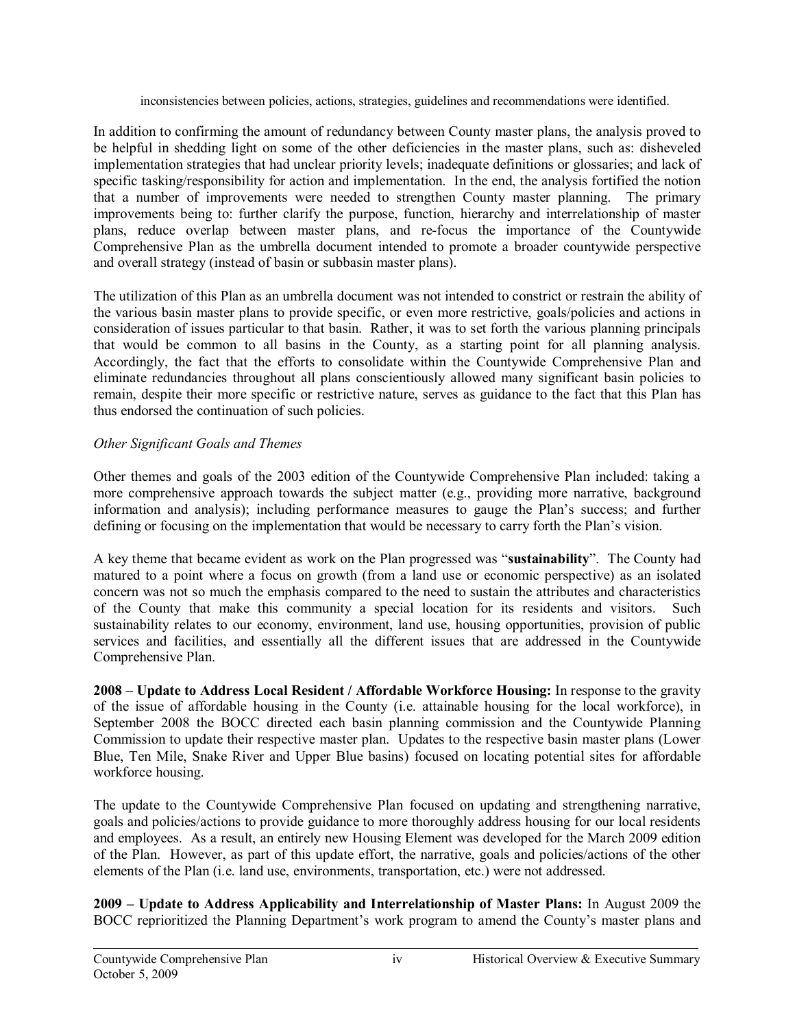inconsistencies between policies, actions, strategies, guidelines and recommendations were identified.

In addition to confirming the amount of redundancy between County master plans, the analysis proved to be helpful in shedding light on some of the other deficiencies in the master plans, such as: disheveled implementation strategies that had unclear priority levels; inadequate definitions or glossaries; and lack of specific tasking/responsibility for action and implementation. In the end, the analysis fortified the notion that a number of improvements were needed to strengthen County master planning. The primary improvements being to: further clarify the purpose, function, hierarchy and interrelationship of master plans, reduce overlap between master plans, and re-focus the importance of the Countywide Comprehensive Plan as the umbrella document intended to promote a broader countywide perspective and overall strategy (instead of basin or subbasin master plans).

The utilization of this Plan as an umbrella document was not intended to constrict or restrain the ability of the various basin master plans to provide specific, or even more restrictive, goals/policies and actions in consideration of issues particular to that basin. Rather, it was to set forth the various planning principals that would be common to all basins in the County, as a starting point for all planning analysis. Accordingly, the fact that the efforts to consolidate within the Countywide Comprehensive Plan and eliminate redundancies throughout all plans conscientiously allowed many significant basin policies to remain, despite their more specific or restrictive nature, serves as guidance to the fact that this Plan has thus endorsed the continuation of such policies.

*Other Significant Goals and Themes*

Other themes and goals of the 2003 edition of the Countywide Comprehensive Plan included: taking a more comprehensive approach towards the subject matter (e.g., providing more narrative, background information and analysis); including performance measures to gauge the Plan's success; and further defining or focusing on the implementation that would be necessary to carry forth the Plan's vision.

A key theme that became evident as work on the Plan progressed was "**sustainability**". The County had matured to a point where a focus on growth (from a land use or economic perspective) as an isolated concern was not so much the emphasis compared to the need to sustain the attributes and characteristics of the County that make this community a special location for its residents and visitors. Such sustainability relates to our economy, environment, land use, housing opportunities, provision of public services and facilities, and essentially all the different issues that are addressed in the Countywide Comprehensive Plan.

**2008 – Update to Address Local Resident / Affordable Workforce Housing:** In response to the gravity of the issue of affordable housing in the County (i.e. attainable housing for the local workforce), in September 2008 the BOCC directed each basin planning commission and the Countywide Planning Commission to update their respective master plan. Updates to the respective basin master plans (Lower Blue, Ten Mile, Snake River and Upper Blue basins) focused on locating potential sites for affordable workforce housing.

The update to the Countywide Comprehensive Plan focused on updating and strengthening narrative, goals and policies/actions to provide guidance to more thoroughly address housing for our local residents and employees. As a result, an entirely new Housing Element was developed for the March 2009 edition of the Plan. However, as part of this update effort, the narrative, goals and policies/actions of the other elements of the Plan (i.e. land use, environments, transportation, etc.) were not addressed.

**2009 – Update to Address Applicability and Interrelationship of Master Plans:** In August 2009 the BOCC reprioritized the Planning Department's work program to amend the County's master plans and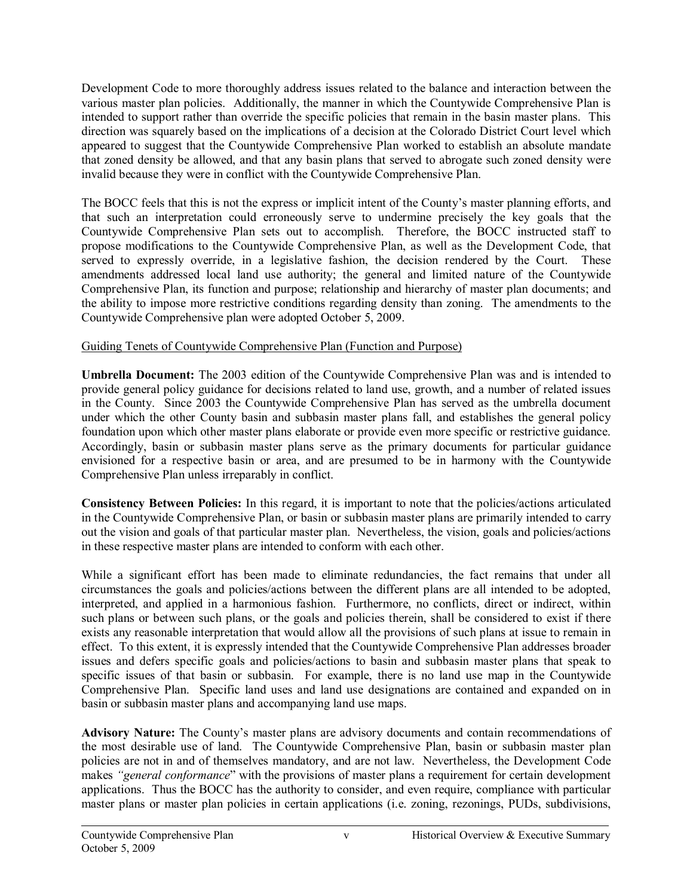Development Code to more thoroughly address issues related to the balance and interaction between the various master plan policies. Additionally, the manner in which the Countywide Comprehensive Plan is intended to support rather than override the specific policies that remain in the basin master plans. This direction was squarely based on the implications of a decision at the Colorado District Court level which appeared to suggest that the Countywide Comprehensive Plan worked to establish an absolute mandate that zoned density be allowed, and that any basin plans that served to abrogate such zoned density were invalid because they were in conflict with the Countywide Comprehensive Plan.

The BOCC feels that this is not the express or implicit intent of the County's master planning efforts, and that such an interpretation could erroneously serve to undermine precisely the key goals that the Countywide Comprehensive Plan sets out to accomplish. Therefore, the BOCC instructed staff to propose modifications to the Countywide Comprehensive Plan, as well as the Development Code, that served to expressly override, in a legislative fashion, the decision rendered by the Court. These amendments addressed local land use authority; the general and limited nature of the Countywide Comprehensive Plan, its function and purpose; relationship and hierarchy of master plan documents; and the ability to impose more restrictive conditions regarding density than zoning. The amendments to the Countywide Comprehensive plan were adopted October 5, 2009.

<u>Guiding Tenets of Countywide Comprehensive Plan (Function and Purpose)</u>

**Umbrella Document:** The 2003 edition of the Countywide Comprehensive Plan was and is intended to provide general policy guidance for decisions related to land use, growth, and a number of related issues in the County. Since 2003 the Countywide Comprehensive Plan has served as the umbrella document under which the other County basin and subbasin master plans fall, and establishes the general policy foundation upon which other master plans elaborate or provide even more specific or restrictive guidance. Accordingly, basin or subbasin master plans serve as the primary documents for particular guidance envisioned for a respective basin or area, and are presumed to be in harmony with the Countywide Comprehensive Plan unless irreparably in conflict.

**Consistency Between Policies:** In this regard, it is important to note that the policies/actions articulated in the Countywide Comprehensive Plan, or basin or subbasin master plans are primarily intended to carry out the vision and goals of that particular master plan. Nevertheless, the vision, goals and policies/actions in these respective master plans are intended to conform with each other.

While a significant effort has been made to eliminate redundancies, the fact remains that under all circumstances the goals and policies/actions between the different plans are all intended to be adopted, interpreted, and applied in a harmonious fashion. Furthermore, no conflicts, direct or indirect, within such plans or between such plans, or the goals and policies therein, shall be considered to exist if there exists any reasonable interpretation that would allow all the provisions of such plans at issue to remain in effect. To this extent, it is expressly intended that the Countywide Comprehensive Plan addresses broader issues and defers specific goals and policies/actions to basin and subbasin master plans that speak to specific issues of that basin or subbasin. For example, there is no land use map in the Countywide Comprehensive Plan. Specific land uses and land use designations are contained and expanded on in basin or subbasin master plans and accompanying land use maps.

**Advisory Nature:** The County's master plans are advisory documents and contain recommendations of the most desirable use of land. The Countywide Comprehensive Plan, basin or subbasin master plan policies are not in and of themselves mandatory, and are not law. Nevertheless, the Development Code makes *"general conformance"* with the provisions of master plans a requirement for certain development applications. Thus the BOCC has the authority to consider, and even require, compliance with particular master plans or master plan policies in certain applications (i.e. zoning, rezonings, PUDs, subdivisions,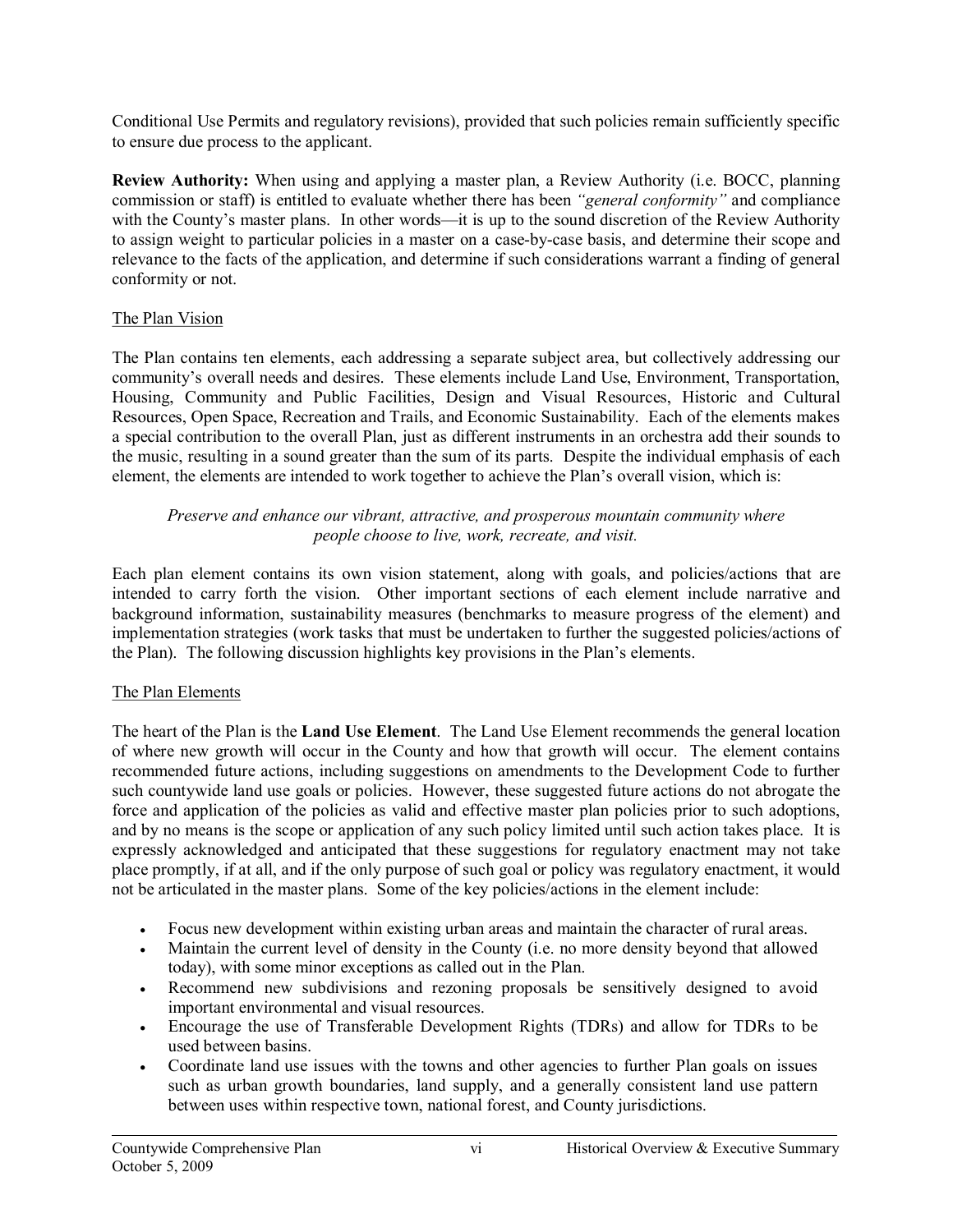Conditional Use Permits and regulatory revisions), provided that such policies remain sufficiently specific to ensure due process to the applicant.

**Review Authority:** When using and applying a master plan, a Review Authority (i.e. BOCC, planning commission or staff) is entitled to evaluate whether there has been *"general conformity"* and compliance with the County's master plans. In other words—it is up to the sound discretion of the Review Authority to assign weight to particular policies in a master on a case-by-case basis, and determine their scope and relevance to the facts of the application, and determine if such considerations warrant a finding of general conformity or not.

## The Plan Vision

The Plan contains ten elements, each addressing a separate subject area, but collectively addressing our community's overall needs and desires. These elements include Land Use, Environment, Transportation, Housing, Community and Public Facilities, Design and Visual Resources, Historic and Cultural Resources, Open Space, Recreation and Trails, and Economic Sustainability. Each of the elements makes a special contribution to the overall Plan, just as different instruments in an orchestra add their sounds to the music, resulting in a sound greater than the sum of its parts. Despite the individual emphasis of each element, the elements are intended to work together to achieve the Plan's overall vision, which is:

*Preserve and enhance our vibrant, attractive, and prosperous mountain community where people choose to live, work, recreate, and visit.*

Each plan element contains its own vision statement, along with goals, and policies/actions that are intended to carry forth the vision. Other important sections of each element include narrative and background information, sustainability measures (benchmarks to measure progress of the element) and implementation strategies (work tasks that must be undertaken to further the suggested policies/actions of the Plan). The following discussion highlights key provisions in the Plan's elements.

## The Plan Elements

The heart of the Plan is the **Land Use Element**. The Land Use Element recommends the general location of where new growth will occur in the County and how that growth will occur. The element contains recommended future actions, including suggestions on amendments to the Development Code to further such countywide land use goals or policies. However, these suggested future actions do not abrogate the force and application of the policies as valid and effective master plan policies prior to such adoptions, and by no means is the scope or application of any such policy limited until such action takes place. It is expressly acknowledged and anticipated that these suggestions for regulatory enactment may not take place promptly, if at all, and if the only purpose of such goal or policy was regulatory enactment, it would not be articulated in the master plans. Some of the key policies/actions in the element include:

- Focus new development within existing urban areas and maintain the character of rural areas.
- Maintain the current level of density in the County (i.e. no more density beyond that allowed today), with some minor exceptions as called out in the Plan.
- Recommend new subdivisions and rezoning proposals be sensitively designed to avoid important environmental and visual resources.
- Encourage the use of Transferable Development Rights (TDRs) and allow for TDRs to be used between basins.
- Coordinate land use issues with the towns and other agencies to further Plan goals on issues such as urban growth boundaries, land supply, and a generally consistent land use pattern between uses within respective town, national forest, and County jurisdictions.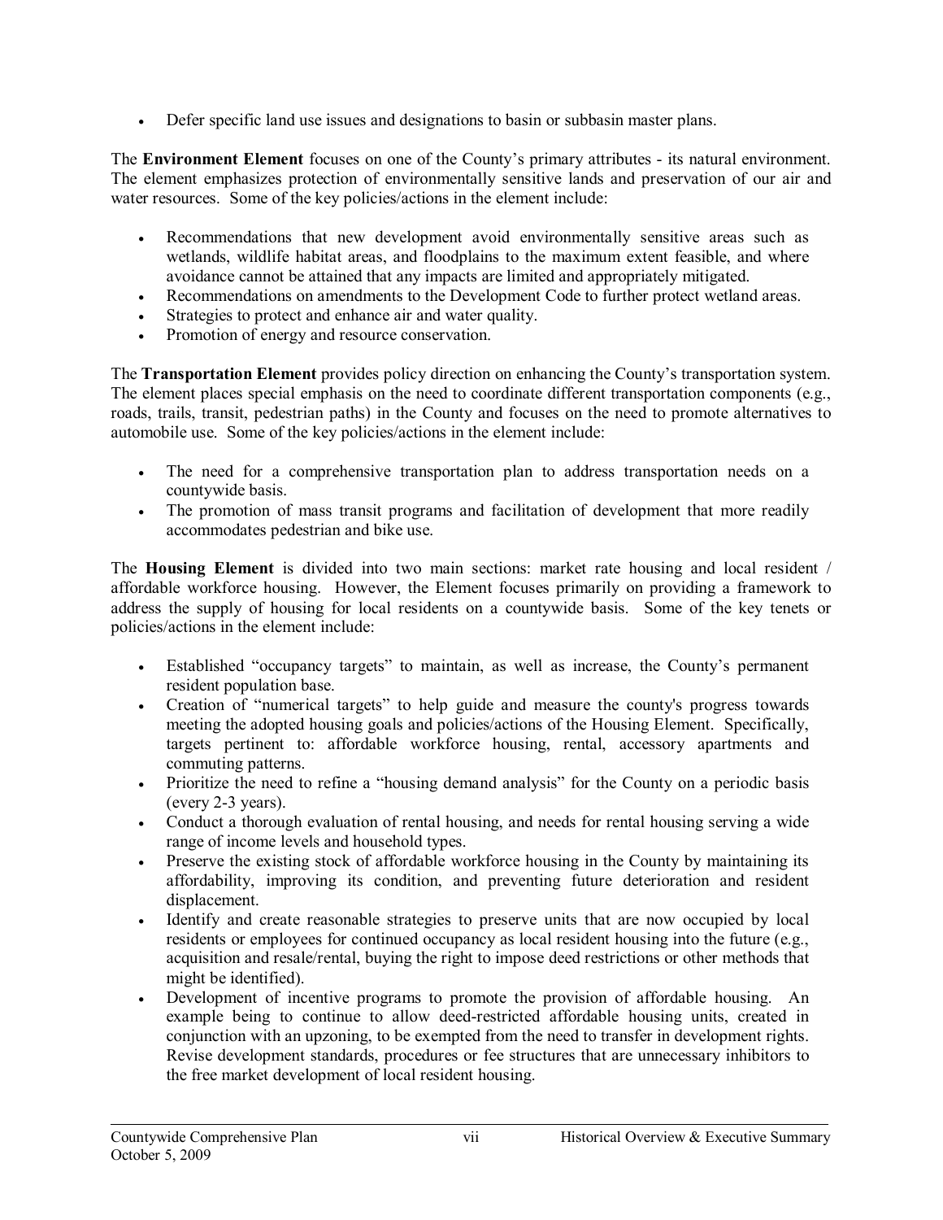- Defer specific land use issues and designations to basin or subbasin master plans.

The **Environment Element** focuses on one of the County's primary attributes - its natural environment. The element emphasizes protection of environmentally sensitive lands and preservation of our air and water resources. Some of the key policies/actions in the element include:

- Recommendations that new development avoid environmentally sensitive areas such as wetlands, wildlife habitat areas, and floodplains to the maximum extent feasible, and where avoidance cannot be attained that any impacts are limited and appropriately mitigated.
- Recommendations on amendments to the Development Code to further protect wetland areas.
- Strategies to protect and enhance air and water quality.
- Promotion of energy and resource conservation.

The **Transportation Element** provides policy direction on enhancing the County's transportation system. The element places special emphasis on the need to coordinate different transportation components (e.g., roads, trails, transit, pedestrian paths) in the County and focuses on the need to promote alternatives to automobile use. Some of the key policies/actions in the element include:

- The need for a comprehensive transportation plan to address transportation needs on a countywide basis.
- The promotion of mass transit programs and facilitation of development that more readily accommodates pedestrian and bike use.

The **Housing Element** is divided into two main sections: market rate housing and local resident / affordable workforce housing. However, the Element focuses primarily on providing a framework to address the supply of housing for local residents on a countywide basis. Some of the key tenets or policies/actions in the element include:

- Established "occupancy targets" to maintain, as well as increase, the County's permanent resident population base.
- Creation of "numerical targets" to help guide and measure the county's progress towards meeting the adopted housing goals and policies/actions of the Housing Element. Specifically, targets pertinent to: affordable workforce housing, rental, accessory apartments and commuting patterns.
- Prioritize the need to refine a "housing demand analysis" for the County on a periodic basis (every 2-3 years).
- Conduct a thorough evaluation of rental housing, and needs for rental housing serving a wide range of income levels and household types.
- Preserve the existing stock of affordable workforce housing in the County by maintaining its affordability, improving its condition, and preventing future deterioration and resident displacement.
- Identify and create reasonable strategies to preserve units that are now occupied by local residents or employees for continued occupancy as local resident housing into the future (e.g., acquisition and resale/rental, buying the right to impose deed restrictions or other methods that might be identified).
- Development of incentive programs to promote the provision of affordable housing. An example being to continue to allow deed-restricted affordable housing units, created in conjunction with an upzoning, to be exempted from the need to transfer in development rights. Revise development standards, procedures or fee structures that are unnecessary inhibitors to the free market development of local resident housing.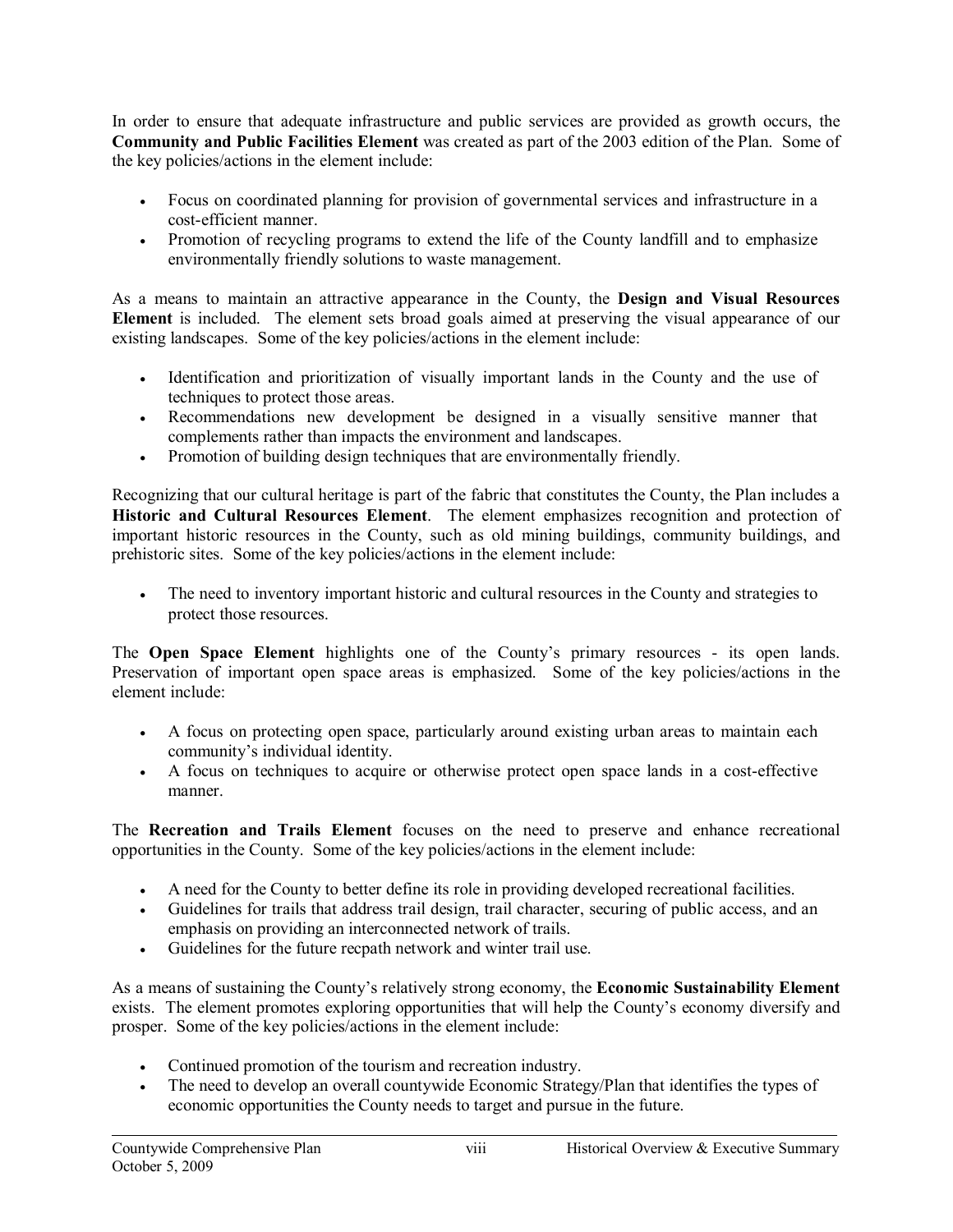In order to ensure that adequate infrastructure and public services are provided as growth occurs, the **Community and Public Facilities Element** was created as part of the 2003 edition of the Plan. Some of the key policies/actions in the element include:

- Focus on coordinated planning for provision of governmental services and infrastructure in a cost-efficient manner.
- Promotion of recycling programs to extend the life of the County landfill and to emphasize environmentally friendly solutions to waste management.

As a means to maintain an attractive appearance in the County, the **Design and Visual Resources Element** is included. The element sets broad goals aimed at preserving the visual appearance of our existing landscapes. Some of the key policies/actions in the element include:

- Identification and prioritization of visually important lands in the County and the use of techniques to protect those areas.
- Recommendations new development be designed in a visually sensitive manner that complements rather than impacts the environment and landscapes.
- Promotion of building design techniques that are environmentally friendly.

Recognizing that our cultural heritage is part of the fabric that constitutes the County, the Plan includes a **Historic and Cultural Resources Element**. The element emphasizes recognition and protection of important historic resources in the County, such as old mining buildings, community buildings, and prehistoric sites. Some of the key policies/actions in the element include:

- The need to inventory important historic and cultural resources in the County and strategies to protect those resources.

The **Open Space Element** highlights one of the County's primary resources - its open lands. Preservation of important open space areas is emphasized. Some of the key policies/actions in the element include:

- A focus on protecting open space, particularly around existing urban areas to maintain each community's individual identity.
- A focus on techniques to acquire or otherwise protect open space lands in a cost-effective manner.

The **Recreation and Trails Element** focuses on the need to preserve and enhance recreational opportunities in the County. Some of the key policies/actions in the element include:

- A need for the County to better define its role in providing developed recreational facilities.
- Guidelines for trails that address trail design, trail character, securing of public access, and an emphasis on providing an interconnected network of trails.
- Guidelines for the future recpath network and winter trail use.

As a means of sustaining the County's relatively strong economy, the **Economic Sustainability Element** exists. The element promotes exploring opportunities that will help the County's economy diversify and prosper. Some of the key policies/actions in the element include:

- Continued promotion of the tourism and recreation industry.
- The need to develop an overall countywide Economic Strategy/Plan that identifies the types of economic opportunities the County needs to target and pursue in the future.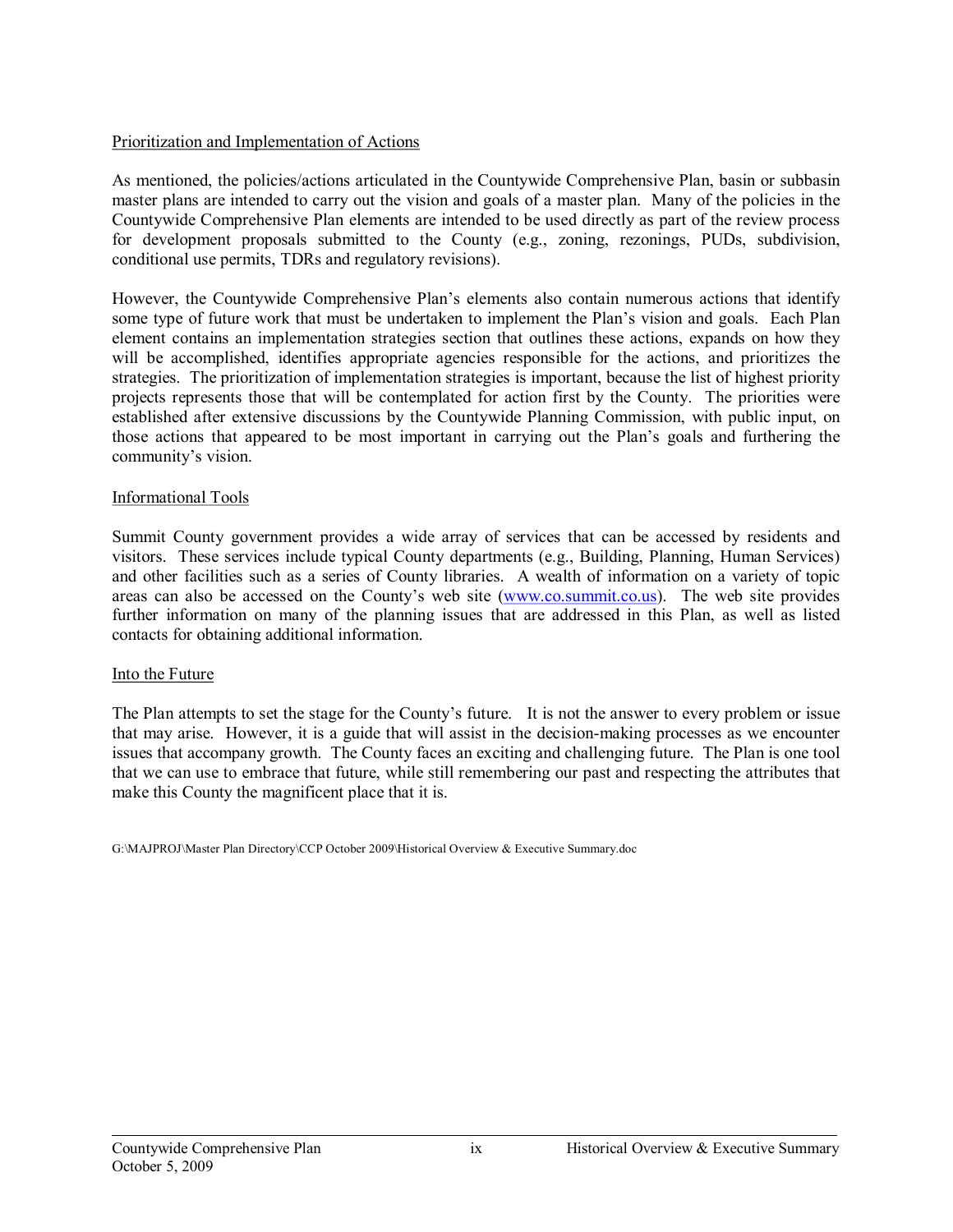Prioritization and Implementation of Actions

As mentioned, the policies/actions articulated in the Countywide Comprehensive Plan, basin or subbasin master plans are intended to carry out the vision and goals of a master plan. Many of the policies in the Countywide Comprehensive Plan elements are intended to be used directly as part of the review process for development proposals submitted to the County (e.g., zoning, rezonings, PUDs, subdivision, conditional use permits, TDRs and regulatory revisions).

However, the Countywide Comprehensive Plan's elements also contain numerous actions that identify some type of future work that must be undertaken to implement the Plan's vision and goals. Each Plan element contains an implementation strategies section that outlines these actions, expands on how they will be accomplished, identifies appropriate agencies responsible for the actions, and prioritizes the strategies. The prioritization of implementation strategies is important, because the list of highest priority projects represents those that will be contemplated for action first by the County. The priorities were established after extensive discussions by the Countywide Planning Commission, with public input, on those actions that appeared to be most important in carrying out the Plan's goals and furthering the community's vision.

Informational Tools

Summit County government provides a wide array of services that can be accessed by residents and visitors. These services include typical County departments (e.g., Building, Planning, Human Services) and other facilities such as a series of County libraries. A wealth of information on a variety of topic areas can also be accessed on the County's web site (www.co.summit.co.us). The web site provides further information on many of the planning issues that are addressed in this Plan, as well as listed contacts for obtaining additional information.

Into the Future

The Plan attempts to set the stage for the County's future. It is not the answer to every problem or issue that may arise. However, it is a guide that will assist in the decision-making processes as we encounter issues that accompany growth. The County faces an exciting and challenging future. The Plan is one tool that we can use to embrace that future, while still remembering our past and respecting the attributes that make this County the magnificent place that it is.

G:\MAJPROJ\Master Plan Directory\CCP October 2009\Historical Overview & Executive Summary.doc